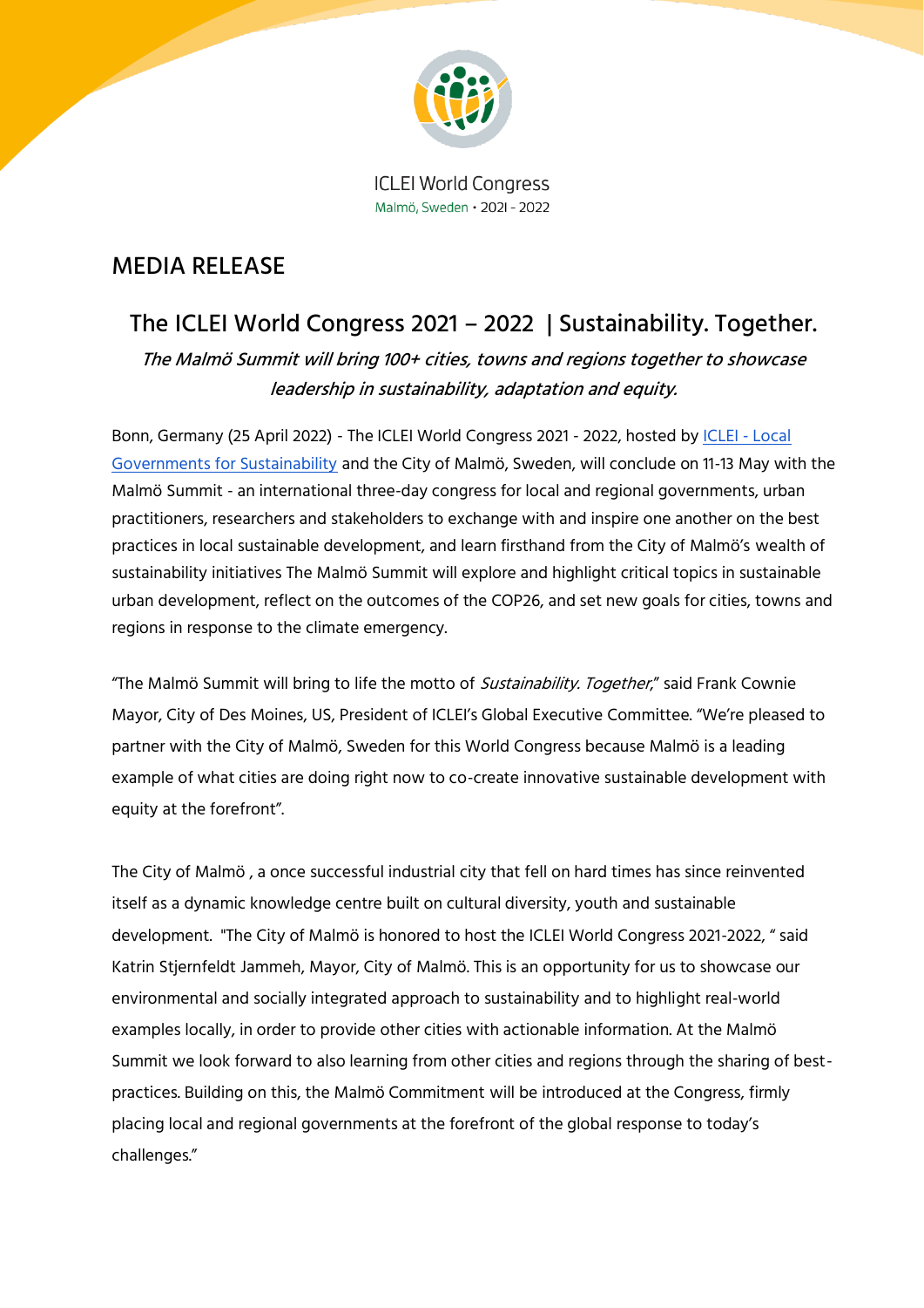ICLEI World Congress

Malmö, Sweden • 2021 - 2022

# MEDIA RELEASE

## The ICLEI World Congress 2021 – 2022 | Sustainability. Together.

*The Malmö Summit will bring 100+ cities, towns and regions together to showcase leadership in sustainability, adaptation and equity.*

Bonn, Germany (25 April 2022) - The ICLEI World Congress 2021 - 2022, hosted by ICLEI - Local Governments for Sustainability and the City of Malmö, Sweden, will conclude on 11-13 May with the Malmö Summit - an international three-day congress for local and regional governments, urban practitioners, researchers and stakeholders to exchange with and inspire one another on the best practices in local sustainable development, and learn firsthand from the City of Malmö's wealth of sustainability initiatives The Malmö Summit will explore and highlight critical topics in sustainable urban development, reflect on the outcomes of the COP26, and set new goals for cities, towns and regions in response to the climate emergency.

"The Malmö Summit will bring to life the motto of *Sustainability. Together*," said Frank Cownie Mayor, City of Des Moines, US, President of ICLEI's Global Executive Committee. "We're pleased to partner with the City of Malmö, Sweden for this World Congress because Malmö is a leading example of what cities are doing right now to co-create innovative sustainable development with equity at the forefront".

The City of Malmö , a once successful industrial city that fell on hard times has since reinvented itself as a dynamic knowledge centre built on cultural diversity, youth and sustainable development. "The City of Malmö is honored to host the ICLEI World Congress 2021-2022, " said Katrin Stjernfeldt Jammeh, Mayor, City of Malmö. This is an opportunity for us to showcase our environmental and socially integrated approach to sustainability and to highlight real-world examples locally, in order to provide other cities with actionable information. At the Malmö Summit we look forward to also learning from other cities and regions through the sharing of best-practices. Building on this, the Malmö Commitment will be introduced at the Congress, firmly placing local and regional governments at the forefront of the global response to today's challenges."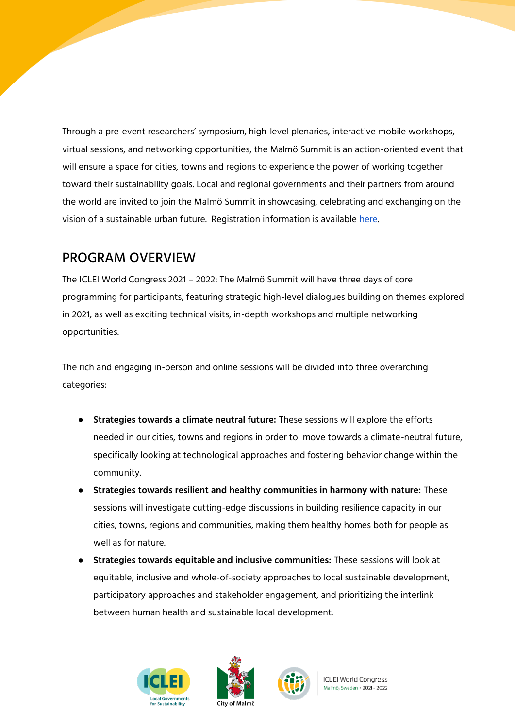Through a pre-event researchers' symposium, high-level plenaries, interactive mobile workshops, virtual sessions, and networking opportunities, the Malmö Summit is an action-oriented event that will ensure a space for cities, towns and regions to experience the power of working together toward their sustainability goals. Local and regional governments and their partners from around the world are invited to join the Malmö Summit in showcasing, celebrating and exchanging on the vision of a sustainable urban future. Registration information is available here.

## PROGRAM OVERVIEW

The ICLEI World Congress 2021 – 2022: The Malmö Summit will have three days of core programming for participants, featuring strategic high-level dialogues building on themes explored in 2021, as well as exciting technical visits, in-depth workshops and multiple networking opportunities.

The rich and engaging in-person and online sessions will be divided into three overarching categories:

- **Strategies towards a climate neutral future:** These sessions will explore the efforts needed in our cities, towns and regions in order to move towards a climate-neutral future, specifically looking at technological approaches and fostering behavior change within the community.
- **Strategies towards resilient and healthy communities in harmony with nature:** These sessions will investigate cutting-edge discussions in building resilience capacity in our cities, towns, regions and communities, making them healthy homes both for people as well as for nature.
- **Strategies towards equitable and inclusive communities:** These sessions will look at equitable, inclusive and whole-of-society approaches to local sustainable development, participatory approaches and stakeholder engagement, and prioritizing the interlink between human health and sustainable local development.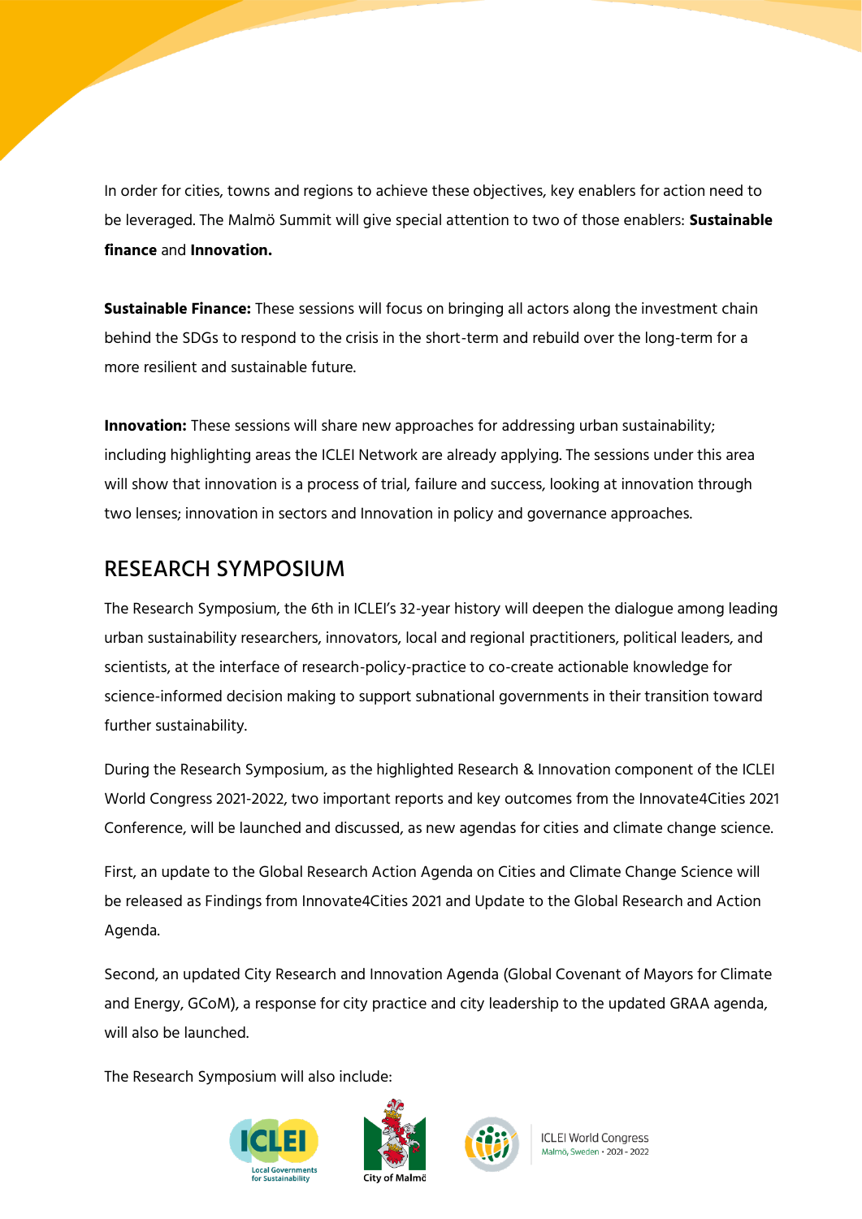In order for cities, towns and regions to achieve these objectives, key enablers for action need to be leveraged. The Malmö Summit will give special attention to two of those enablers: **Sustainable finance** and **Innovation.**

**Sustainable Finance:** These sessions will focus on bringing all actors along the investment chain behind the SDGs to respond to the crisis in the short-term and rebuild over the long-term for a more resilient and sustainable future.

**Innovation:** These sessions will share new approaches for addressing urban sustainability; including highlighting areas the ICLEI Network are already applying. The sessions under this area will show that innovation is a process of trial, failure and success, looking at innovation through two lenses; innovation in sectors and Innovation in policy and governance approaches.

## RESEARCH SYMPOSIUM

The Research Symposium, the 6th in ICLEI's 32-year history will deepen the dialogue among leading urban sustainability researchers, innovators, local and regional practitioners, political leaders, and scientists, at the interface of research-policy-practice to co-create actionable knowledge for science-informed decision making to support subnational governments in their transition toward further sustainability.

During the Research Symposium, as the highlighted Research & Innovation component of the ICLEI World Congress 2021-2022, two important reports and key outcomes from the Innovate4Cities 2021 Conference, will be launched and discussed, as new agendas for cities and climate change science.

First, an update to the Global Research Action Agenda on Cities and Climate Change Science will be released as Findings from Innovate4Cities 2021 and Update to the Global Research and Action Agenda.

Second, an updated City Research and Innovation Agenda (Global Covenant of Mayors for Climate and Energy, GCoM), a response for city practice and city leadership to the updated GRAA agenda, will also be launched.

The Research Symposium will also include: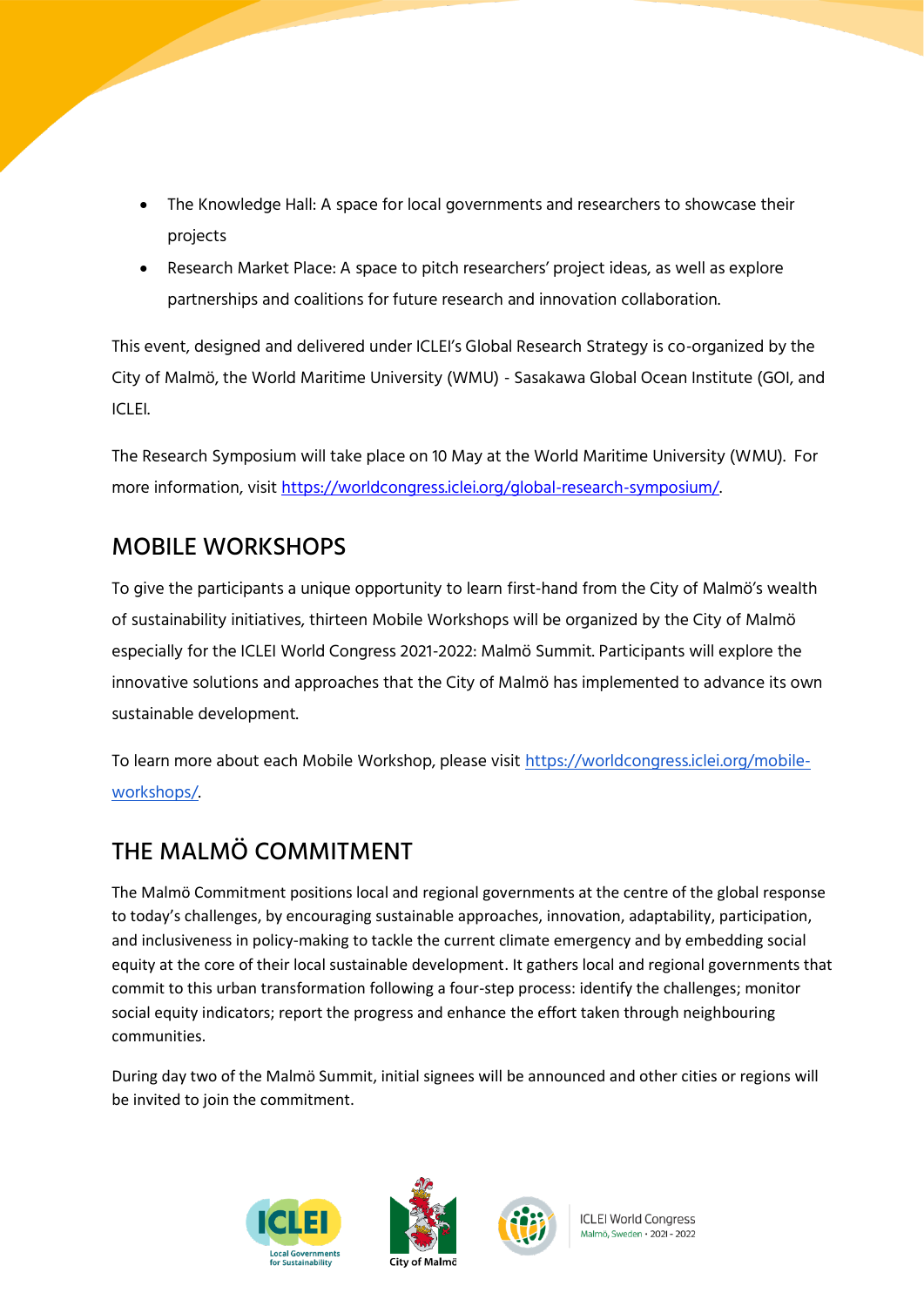- The Knowledge Hall: A space for local governments and researchers to showcase their projects
- Research Market Place: A space to pitch researchers' project ideas, as well as explore partnerships and coalitions for future research and innovation collaboration.

This event, designed and delivered under ICLEI's Global Research Strategy is co-organized by the City of Malmö, the World Maritime University (WMU) - Sasakawa Global Ocean Institute (GOI, and ICLEI.

The Research Symposium will take place on 10 May at the World Maritime University (WMU). For more information, visit https://worldcongress.iclei.org/global-research-symposium/.

## MOBILE WORKSHOPS

To give the participants a unique opportunity to learn first-hand from the City of Malmö's wealth of sustainability initiatives, thirteen Mobile Workshops will be organized by the City of Malmö especially for the ICLEI World Congress 2021-2022: Malmö Summit. Participants will explore the innovative solutions and approaches that the City of Malmö has implemented to advance its own sustainable development.

To learn more about each Mobile Workshop, please visit https://worldcongress.iclei.org/mobile-workshops/.

## THE MALMÖ COMMITMENT

The Malmö Commitment positions local and regional governments at the centre of the global response to today's challenges, by encouraging sustainable approaches, innovation, adaptability, participation, and inclusiveness in policy-making to tackle the current climate emergency and by embedding social equity at the core of their local sustainable development. It gathers local and regional governments that commit to this urban transformation following a four-step process: identify the challenges; monitor social equity indicators; report the progress and enhance the effort taken through neighbouring communities.

During day two of the Malmö Summit, initial signees will be announced and other cities or regions will be invited to join the commitment.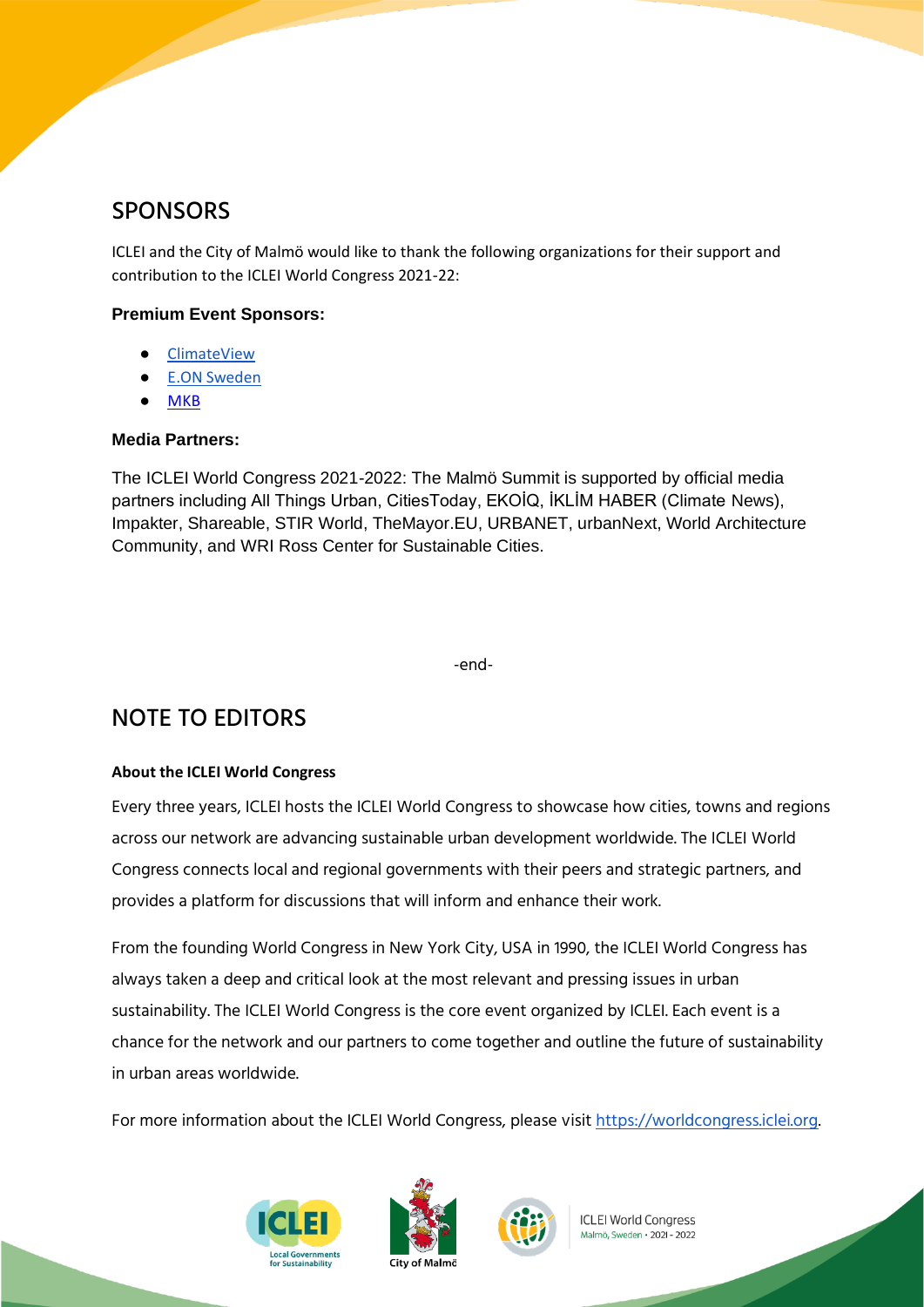## SPONSORS

ICLEI and the City of Malmö would like to thank the following organizations for their support and contribution to the ICLEI World Congress 2021-22:

### Premium Event Sponsors:

- ClimateView
- E.ON Sweden
- MKB

### Media Partners:

The ICLEI World Congress 2021-2022: The Malmö Summit is supported by official media partners including All Things Urban, CitiesToday, EKOİQ, İKLİM HABER (Climate News), Impakter, Shareable, STIR World, TheMayor.EU, URBANET, urbanNext, World Architecture Community, and WRI Ross Center for Sustainable Cities.

-end-

## NOTE TO EDITORS

**About the ICLEI World Congress**

Every three years, ICLEI hosts the ICLEI World Congress to showcase how cities, towns and regions across our network are advancing sustainable urban development worldwide. The ICLEI World Congress connects local and regional governments with their peers and strategic partners, and provides a platform for discussions that will inform and enhance their work.

From the founding World Congress in New York City, USA in 1990, the ICLEI World Congress has always taken a deep and critical look at the most relevant and pressing issues in urban sustainability. The ICLEI World Congress is the core event organized by ICLEI. Each event is a chance for the network and our partners to come together and outline the future of sustainability in urban areas worldwide.

For more information about the ICLEI World Congress, please visit https://worldcongress.iclei.org.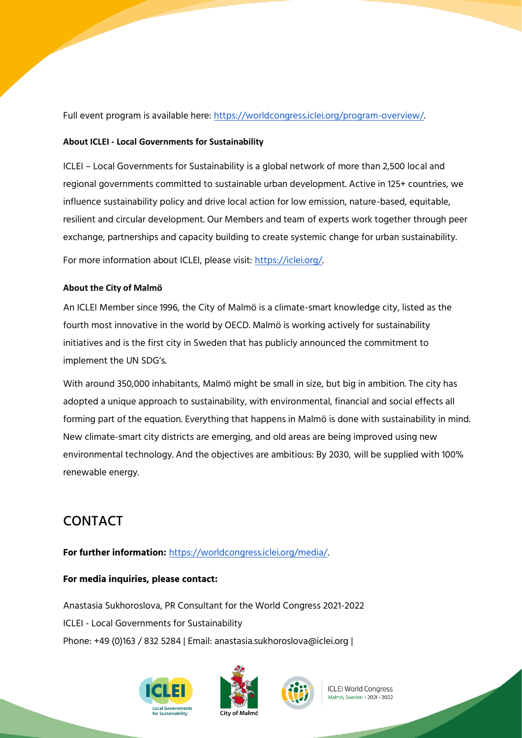Full event program is available here: https://worldcongress.iclei.org/program-overview/.

**About ICLEI - Local Governments for Sustainability**

ICLEI – Local Governments for Sustainability is a global network of more than 2,500 local and regional governments committed to sustainable urban development. Active in 125+ countries, we influence sustainability policy and drive local action for low emission, nature-based, equitable, resilient and circular development. Our Members and team of experts work together through peer exchange, partnerships and capacity building to create systemic change for urban sustainability.

For more information about ICLEI, please visit: https://iclei.org/.

**About the City of Malmö**

An ICLEI Member since 1996, the City of Malmö is a climate-smart knowledge city, listed as the fourth most innovative in the world by OECD. Malmö is working actively for sustainability initiatives and is the first city in Sweden that has publicly announced the commitment to implement the UN SDG's.

With around 350,000 inhabitants, Malmö might be small in size, but big in ambition. The city has adopted a unique approach to sustainability, with environmental, financial and social effects all forming part of the equation. Everything that happens in Malmö is done with sustainability in mind. New climate-smart city districts are emerging, and old areas are being improved using new environmental technology. And the objectives are ambitious: By 2030, will be supplied with 100% renewable energy.

## CONTACT

**For further information:** https://worldcongress.iclei.org/media/.

**For media inquiries, please contact:**

Anastasia Sukhoroslova, PR Consultant for the World Congress 2021-2022
ICLEI - Local Governments for Sustainability
Phone: +49 (0)163 / 832 5284 | Email: anastasia.sukhoroslova@iclei.org |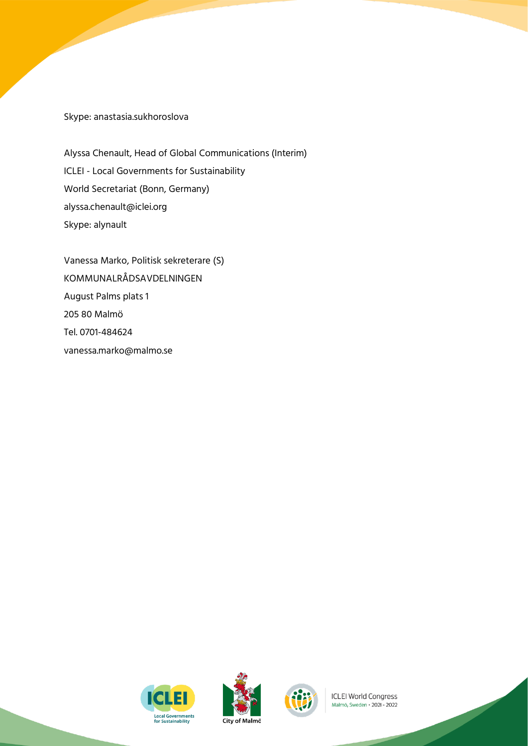Skype: anastasia.sukhoroslova

Alyssa Chenault, Head of Global Communications (Interim)
ICLEI - Local Governments for Sustainability
World Secretariat (Bonn, Germany)
alyssa.chenault@iclei.org
Skype: alynault

Vanessa Marko, Politisk sekreterare (S)
KOMMUNALRÅDSAVDELNINGEN
August Palms plats 1
205 80 Malmö
Tel. 0701-484624
vanessa.marko@malmo.se